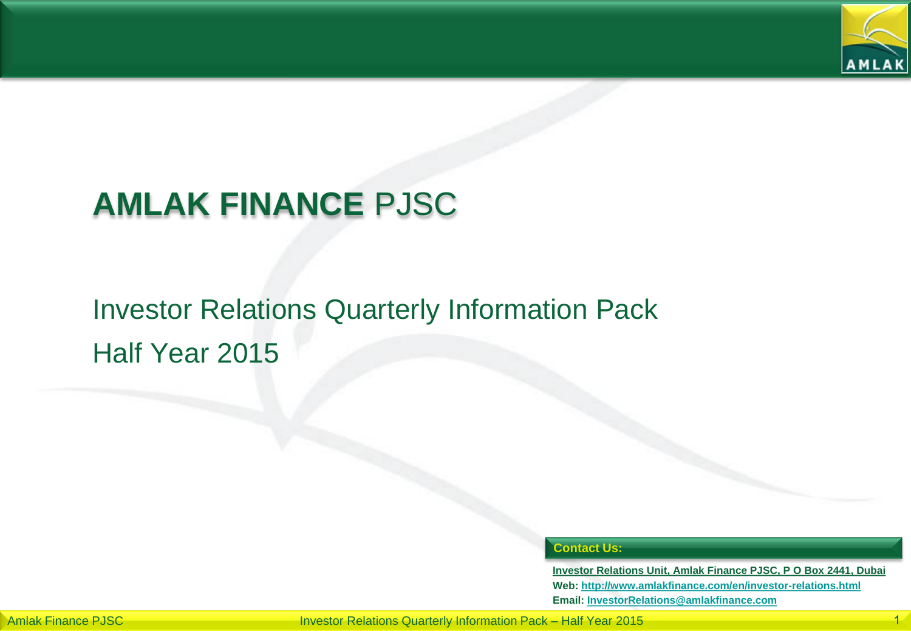# **AMLAK FINANCE** PJSC

## Investor Relations Quarterly Information Pack
## Half Year 2015

**Contact Us:**

**Investor Relations Unit, Amlak Finance PJSC, P O Box 2441, Dubai**
**Web: http://www.amlakfinance.com/en/investor-relations.html**
**Email: InvestorRelations@amlakfinance.com**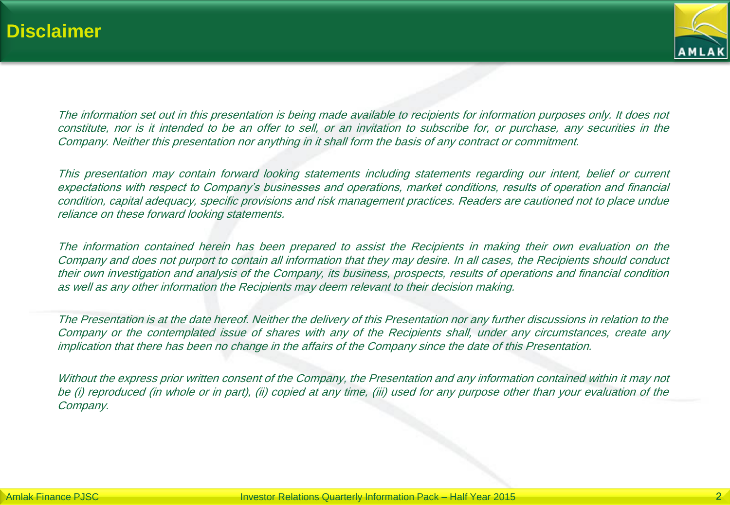# Disclaimer

*The information set out in this presentation is being made available to recipients for information purposes only. It does not constitute, nor is it intended to be an offer to sell, or an invitation to subscribe for, or purchase, any securities in the Company. Neither this presentation nor anything in it shall form the basis of any contract or commitment.*

*This presentation may contain forward looking statements including statements regarding our intent, belief or current expectations with respect to Company's businesses and operations, market conditions, results of operation and financial condition, capital adequacy, specific provisions and risk management practices. Readers are cautioned not to place undue reliance on these forward looking statements.*

*The information contained herein has been prepared to assist the Recipients in making their own evaluation on the Company and does not purport to contain all information that they may desire. In all cases, the Recipients should conduct their own investigation and analysis of the Company, its business, prospects, results of operations and financial condition as well as any other information the Recipients may deem relevant to their decision making.*

*The Presentation is at the date hereof. Neither the delivery of this Presentation nor any further discussions in relation to the Company or the contemplated issue of shares with any of the Recipients shall, under any circumstances, create any implication that there has been no change in the affairs of the Company since the date of this Presentation.*

*Without the express prior written consent of the Company, the Presentation and any information contained within it may not be (i) reproduced (in whole or in part), (ii) copied at any time, (iii) used for any purpose other than your evaluation of the Company.*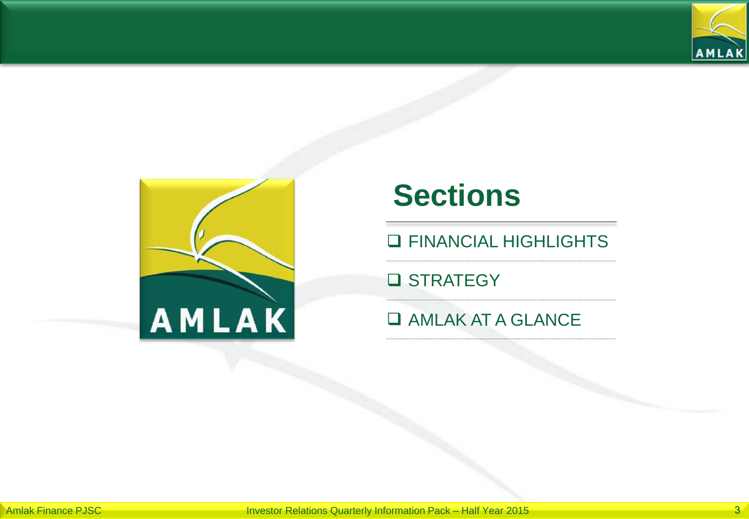# Sections

- FINANCIAL HIGHLIGHTS
- STRATEGY
- AMLAK AT A GLANCE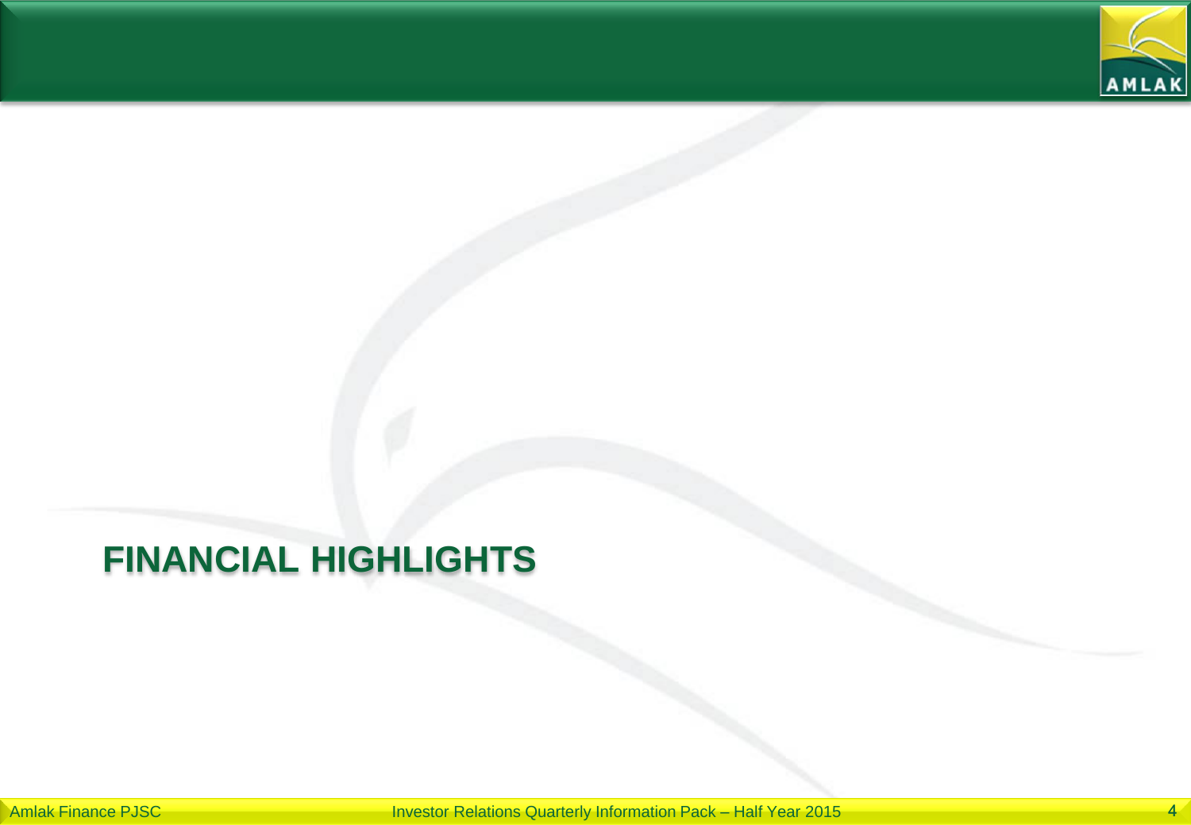# FINANCIAL HIGHLIGHTS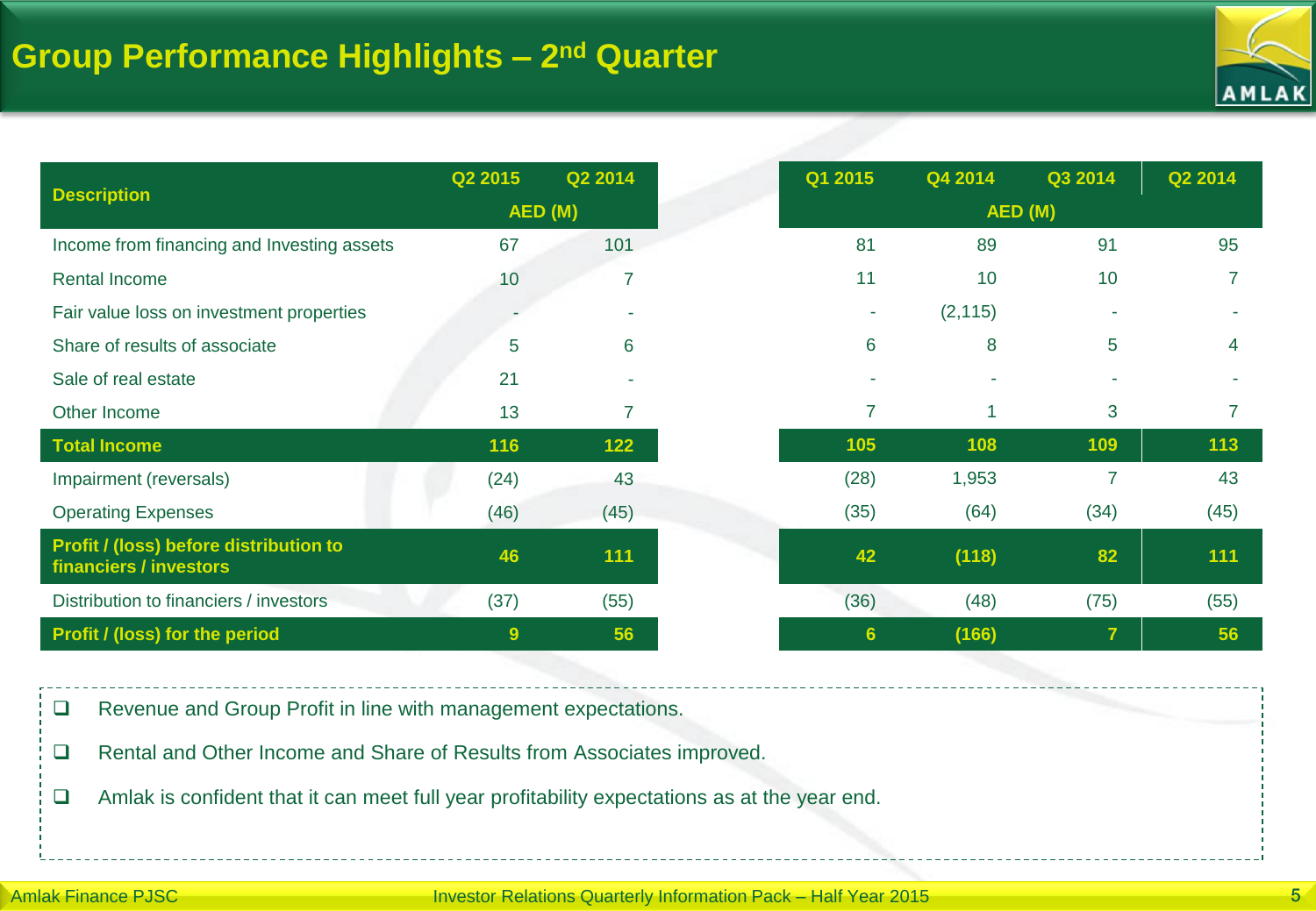# Group Performance Highlights – 2nd Quarter

| Description | Q2 2015 | Q2 2014 | Q1 2015 | Q4 2014 | Q3 2014 | Q2 2014 |
|---|---|---|---|---|---|---|
| | AED (M) | | AED (M) | | | |
| Income from financing and Investing assets | 67 | 101 | 81 | 89 | 91 | 95 |
| Rental Income | 10 | 7 | 11 | 10 | 10 | 7 |
| Fair value loss on investment properties | - | - | - | (2,115) | - | - |
| Share of results of associate | 5 | 6 | 6 | 8 | 5 | 4 |
| Sale of real estate | 21 | - | - | - | - | - |
| Other Income | 13 | 7 | 7 | 1 | 3 | 7 |
| **Total Income** | **116** | **122** | **105** | **108** | **109** | **113** |
| Impairment (reversals) | (24) | 43 | (28) | 1,953 | 7 | 43 |
| Operating Expenses | (46) | (45) | (35) | (64) | (34) | (45) |
| **Profit / (loss) before distribution to financiers / investors** | **46** | **111** | **42** | **(118)** | **82** | **111** |
| Distribution to financiers / investors | (37) | (55) | (36) | (48) | (75) | (55) |
| **Profit / (loss) for the period** | **9** | **56** | **6** | **(166)** | **7** | **56** |

- Revenue and Group Profit in line with management expectations.
- Rental and Other Income and Share of Results from Associates improved.
- Amlak is confident that it can meet full year profitability expectations as at the year end.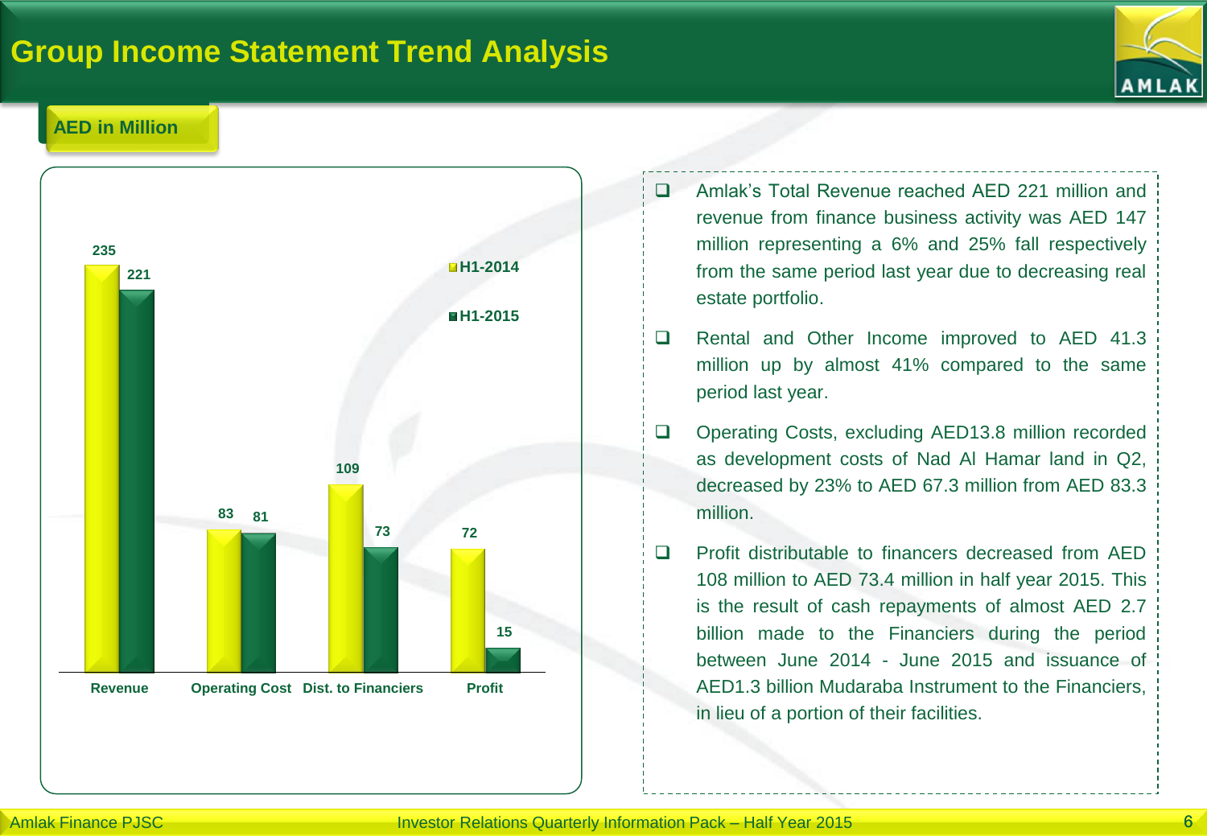# Group Income Statement Trend Analysis

**AED in Million**

| | H1-2014 | H1-2015 |
|---|---|---|
| Revenue | 235 | 221 |
| Operating Cost | 83 | 81 |
| Dist. to Financiers | 109 | 73 |
| Profit | 72 | 15 |

- Amlak's Total Revenue reached AED 221 million and revenue from finance business activity was AED 147 million representing a 6% and 25% fall respectively from the same period last year due to decreasing real estate portfolio.
- Rental and Other Income improved to AED 41.3 million up by almost 41% compared to the same period last year.
- Operating Costs, excluding AED13.8 million recorded as development costs of Nad Al Hamar land in Q2, decreased by 23% to AED 67.3 million from AED 83.3 million.
- Profit distributable to financers decreased from AED 108 million to AED 73.4 million in half year 2015. This is the result of cash repayments of almost AED 2.7 billion made to the Financiers during the period between June 2014 - June 2015 and issuance of AED1.3 billion Mudaraba Instrument to the Financiers, in lieu of a portion of their facilities.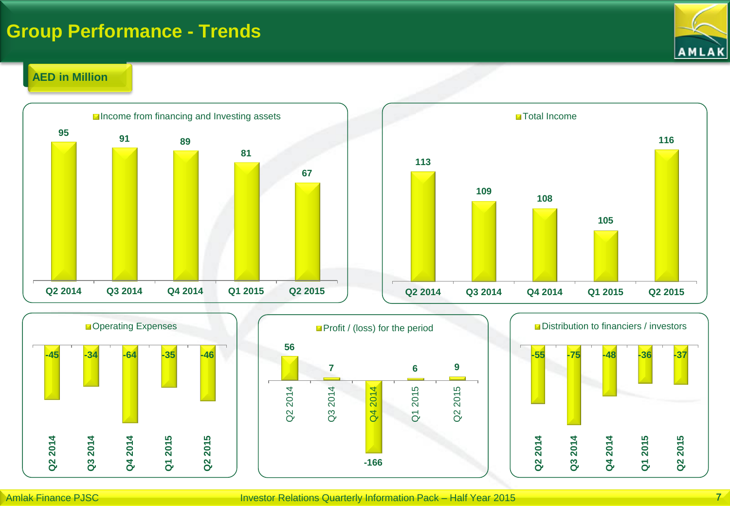# Group Performance - Trends

**AED in Million**

**Income from financing and Investing assets**

| Q2 2014 | Q3 2014 | Q4 2014 | Q1 2015 | Q2 2015 |
|---|---|---|---|---|
| 95 | 91 | 89 | 81 | 67 |

**Total Income**

| Q2 2014 | Q3 2014 | Q4 2014 | Q1 2015 | Q2 2015 |
|---|---|---|---|---|
| 113 | 109 | 108 | 105 | 116 |

**Operating Expenses**

| Q2 2014 | Q3 2014 | Q4 2014 | Q1 2015 | Q2 2015 |
|---|---|---|---|---|
| -45 | -34 | -64 | -35 | -46 |

**Profit / (loss) for the period**

| Q2 2014 | Q3 2014 | Q4 2014 | Q1 2015 | Q2 2015 |
|---|---|---|---|---|
| 56 | 7 | -166 | 6 | 9 |

**Distribution to financiers / investors**

| Q2 2014 | Q3 2014 | Q4 2014 | Q1 2015 | Q2 2015 |
|---|---|---|---|---|
| -55 | -75 | -48 | -36 | -37 |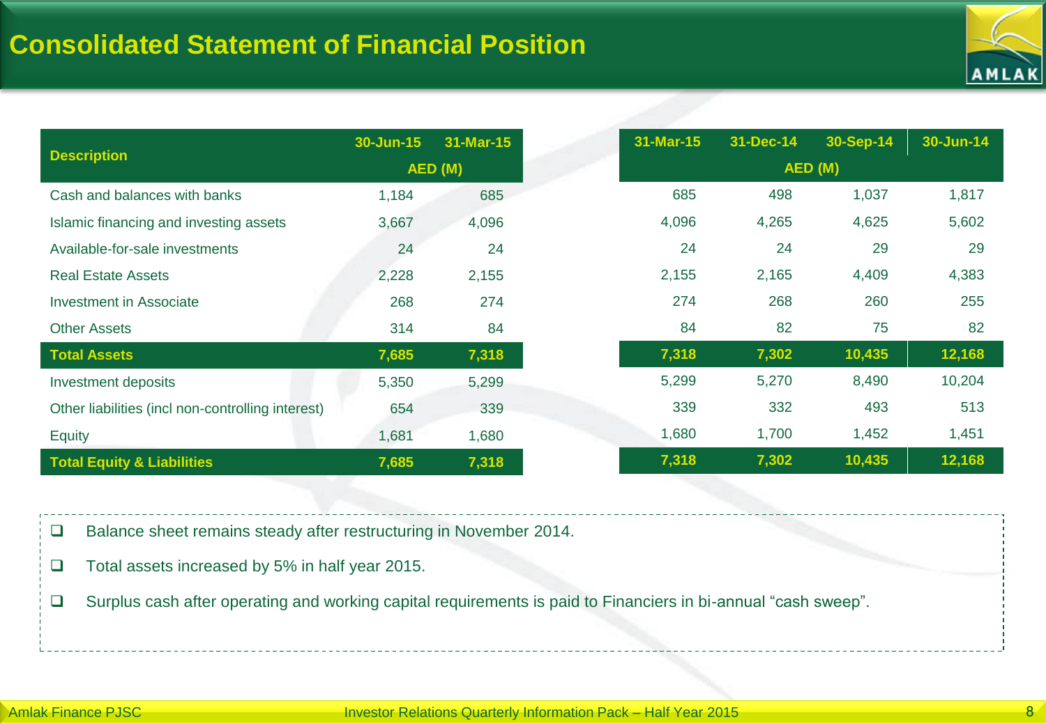# Consolidated Statement of Financial Position

| Description | 30-Jun-15 | 31-Mar-15 |
|---|---|---|
| | AED (M) | |
| Cash and balances with banks | 1,184 | 685 |
| Islamic financing and investing assets | 3,667 | 4,096 |
| Available-for-sale investments | 24 | 24 |
| Real Estate Assets | 2,228 | 2,155 |
| Investment in Associate | 268 | 274 |
| Other Assets | 314 | 84 |
| **Total Assets** | **7,685** | **7,318** |
| Investment deposits | 5,350 | 5,299 |
| Other liabilities (incl non-controlling interest) | 654 | 339 |
| Equity | 1,681 | 1,680 |
| **Total Equity & Liabilities** | **7,685** | **7,318** |

| 31-Mar-15 | 31-Dec-14 | 30-Sep-14 | 30-Jun-14 |
|---|---|---|---|
| AED (M) | | | |
| 685 | 498 | 1,037 | 1,817 |
| 4,096 | 4,265 | 4,625 | 5,602 |
| 24 | 24 | 29 | 29 |
| 2,155 | 2,165 | 4,409 | 4,383 |
| 274 | 268 | 260 | 255 |
| 84 | 82 | 75 | 82 |
| **7,318** | **7,302** | **10,435** | **12,168** |
| 5,299 | 5,270 | 8,490 | 10,204 |
| 339 | 332 | 493 | 513 |
| 1,680 | 1,700 | 1,452 | 1,451 |
| **7,318** | **7,302** | **10,435** | **12,168** |

- Balance sheet remains steady after restructuring in November 2014.
- Total assets increased by 5% in half year 2015.
- Surplus cash after operating and working capital requirements is paid to Financiers in bi-annual "cash sweep".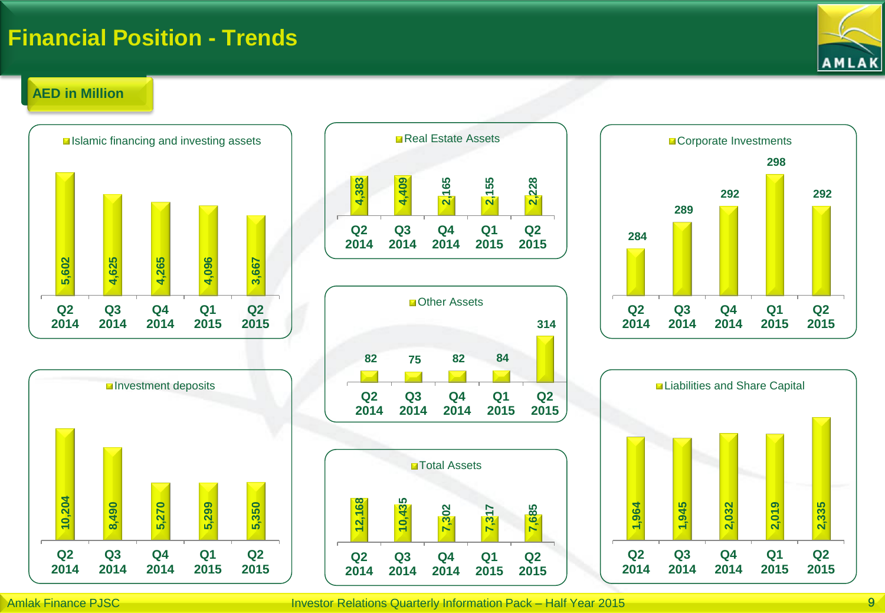# Financial Position - Trends

**AED in Million**

### Islamic financing and investing assets

| Q2 2014 | Q3 2014 | Q4 2014 | Q1 2015 | Q2 2015 |
|---|---|---|---|---|
| 5,602 | 4,625 | 4,265 | 4,096 | 3,667 |

### Real Estate Assets

| Q2 2014 | Q3 2014 | Q4 2014 | Q1 2015 | Q2 2015 |
|---|---|---|---|---|
| 4,383 | 4,409 | 2,165 | 2,155 | 2,228 |

### Corporate Investments

| Q2 2014 | Q3 2014 | Q4 2014 | Q1 2015 | Q2 2015 |
|---|---|---|---|---|
| 284 | 289 | 292 | 298 | 292 |

### Other Assets

| Q2 2014 | Q3 2014 | Q4 2014 | Q1 2015 | Q2 2015 |
|---|---|---|---|---|
| 82 | 75 | 82 | 84 | 314 |

### Investment deposits

| Q2 2014 | Q3 2014 | Q4 2014 | Q1 2015 | Q2 2015 |
|---|---|---|---|---|
| 10,204 | 8,490 | 5,270 | 5,299 | 5,350 |

### Total Assets

| Q2 2014 | Q3 2014 | Q4 2014 | Q1 2015 | Q2 2015 |
|---|---|---|---|---|
| 12,168 | 10,435 | 7,302 | 7,317 | 7,685 |

### Liabilities and Share Capital

| Q2 2014 | Q3 2014 | Q4 2014 | Q1 2015 | Q2 2015 |
|---|---|---|---|---|
| 1,964 | 1,945 | 2,032 | 2,019 | 2,335 |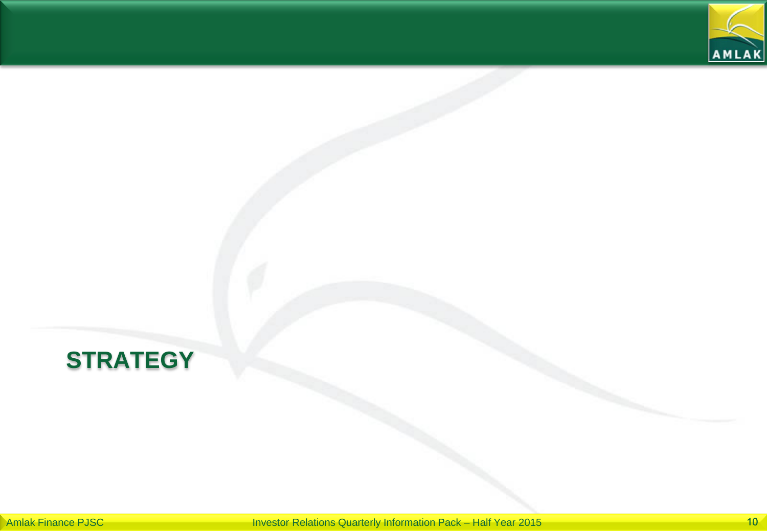# STRATEGY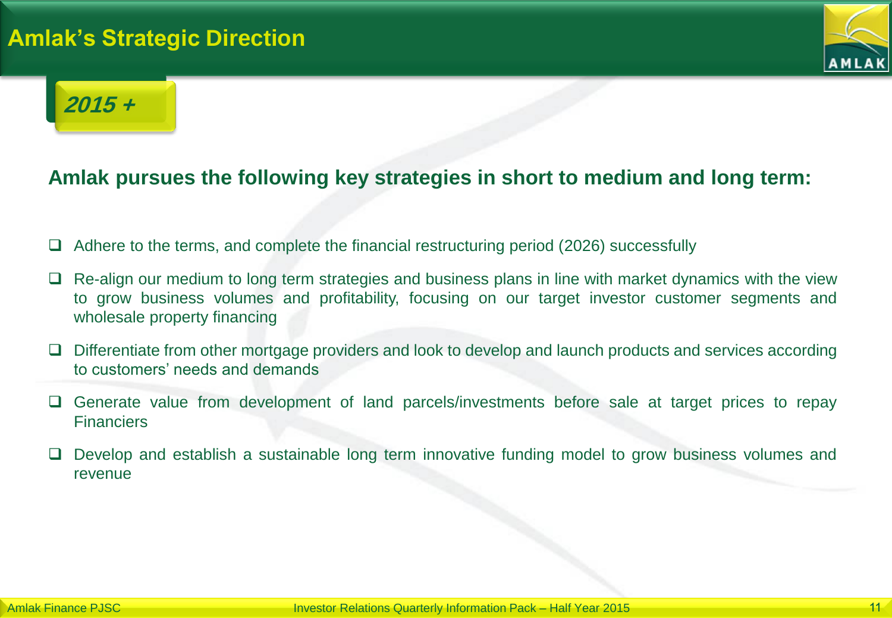# Amlak's Strategic Direction

## *2015 +*

### Amlak pursues the following key strategies in short to medium and long term:

- Adhere to the terms, and complete the financial restructuring period (2026) successfully
- Re-align our medium to long term strategies and business plans in line with market dynamics with the view to grow business volumes and profitability, focusing on our target investor customer segments and wholesale property financing
- Differentiate from other mortgage providers and look to develop and launch products and services according to customers' needs and demands
- Generate value from development of land parcels/investments before sale at target prices to repay Financiers
- Develop and establish a sustainable long term innovative funding model to grow business volumes and revenue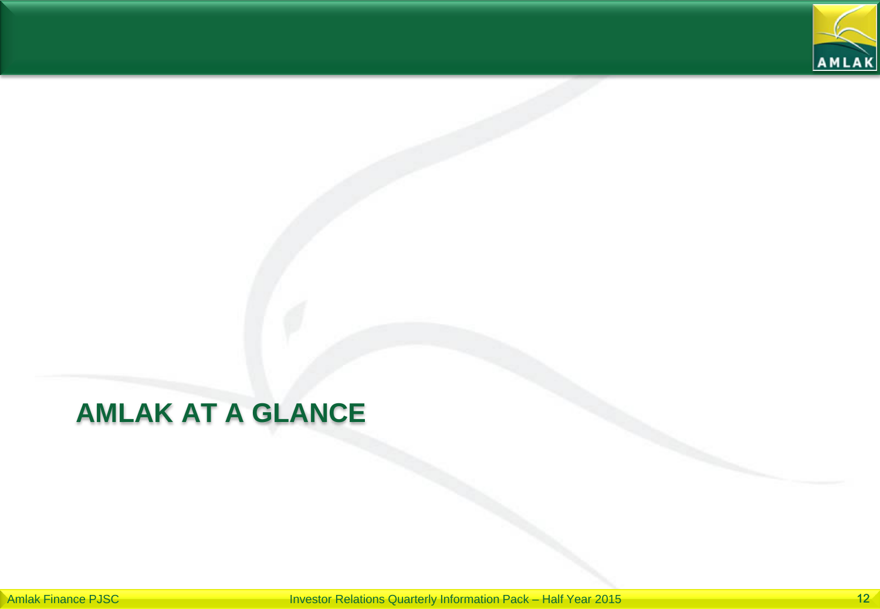# AMLAK AT A GLANCE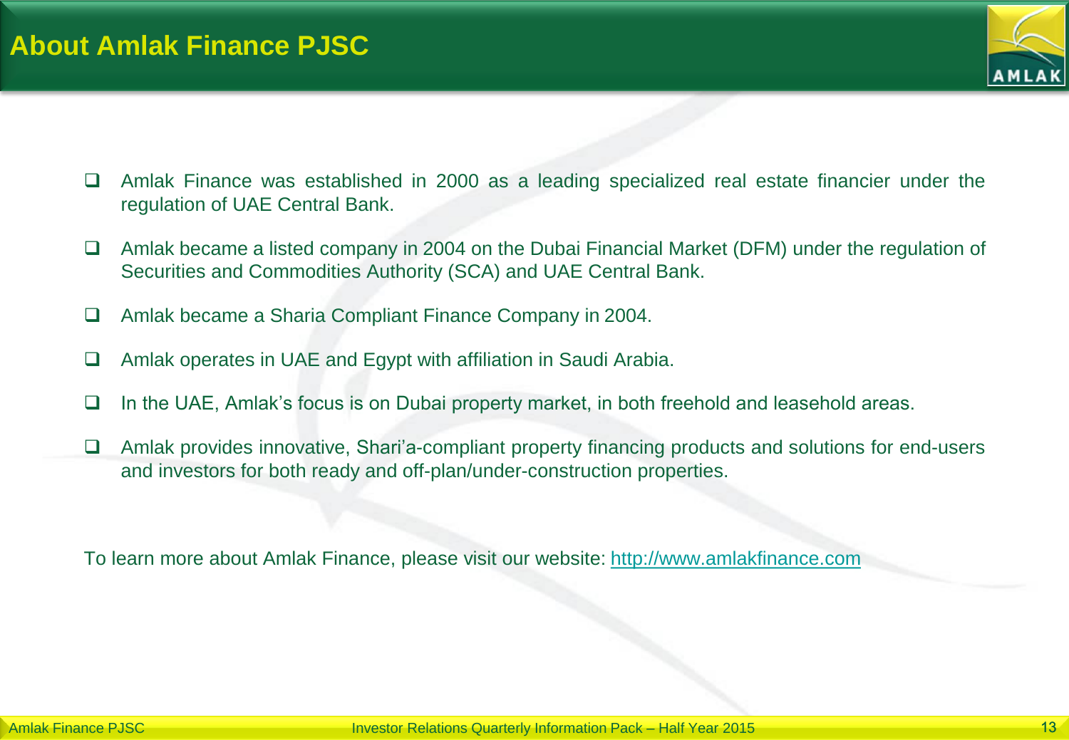# About Amlak Finance PJSC

- Amlak Finance was established in 2000 as a leading specialized real estate financier under the regulation of UAE Central Bank.
- Amlak became a listed company in 2004 on the Dubai Financial Market (DFM) under the regulation of Securities and Commodities Authority (SCA) and UAE Central Bank.
- Amlak became a Sharia Compliant Finance Company in 2004.
- Amlak operates in UAE and Egypt with affiliation in Saudi Arabia.
- In the UAE, Amlak's focus is on Dubai property market, in both freehold and leasehold areas.
- Amlak provides innovative, Shari'a-compliant property financing products and solutions for end-users and investors for both ready and off-plan/under-construction properties.

To learn more about Amlak Finance, please visit our website: [http://www.amlakfinance.com](http://www.amlakfinance.com)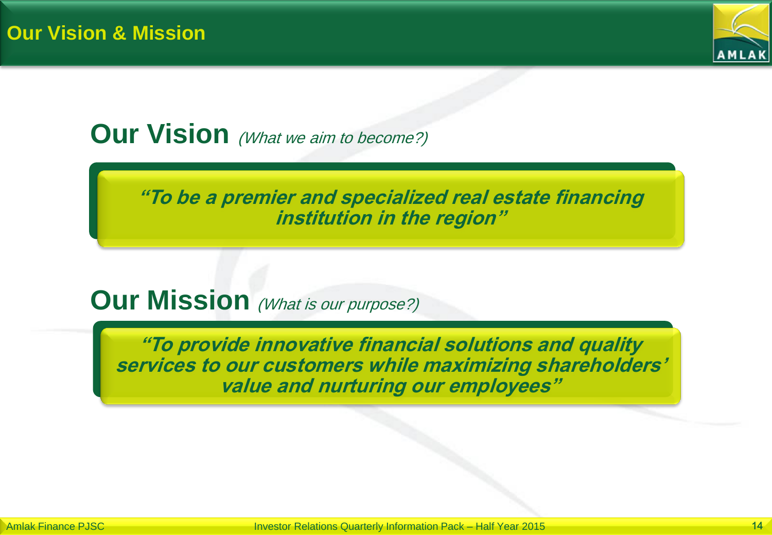# Our Vision & Mission

## Our Vision *(What we aim to become?)*

***"To be a premier and specialized real estate financing institution in the region"***

## Our Mission *(What is our purpose?)*

***"To provide innovative financial solutions and quality services to our customers while maximizing shareholders' value and nurturing our employees"***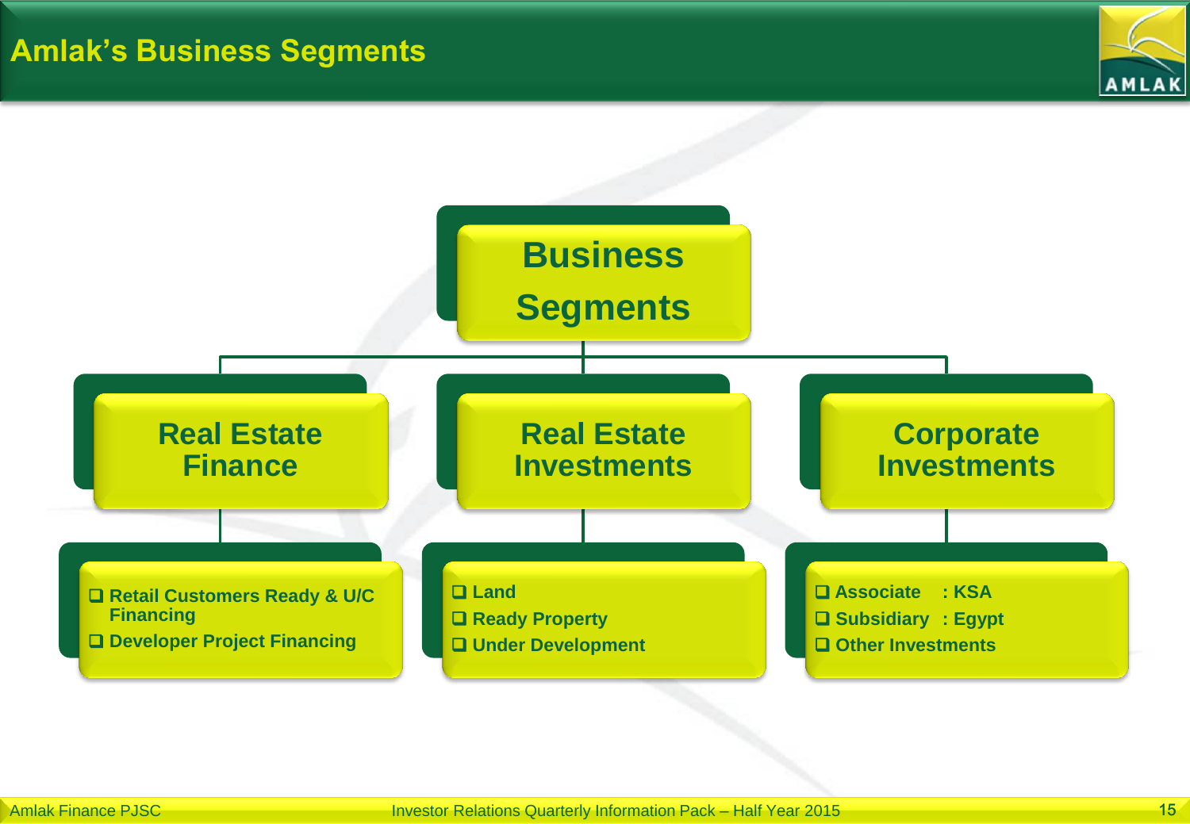# Amlak's Business Segments

## Business Segments

### Real Estate Finance

- Retail Customers Ready & U/C Financing
- Developer Project Financing

### Real Estate Investments

- Land
- Ready Property
- Under Development

### Corporate Investments

- Associate : KSA
- Subsidiary : Egypt
- Other Investments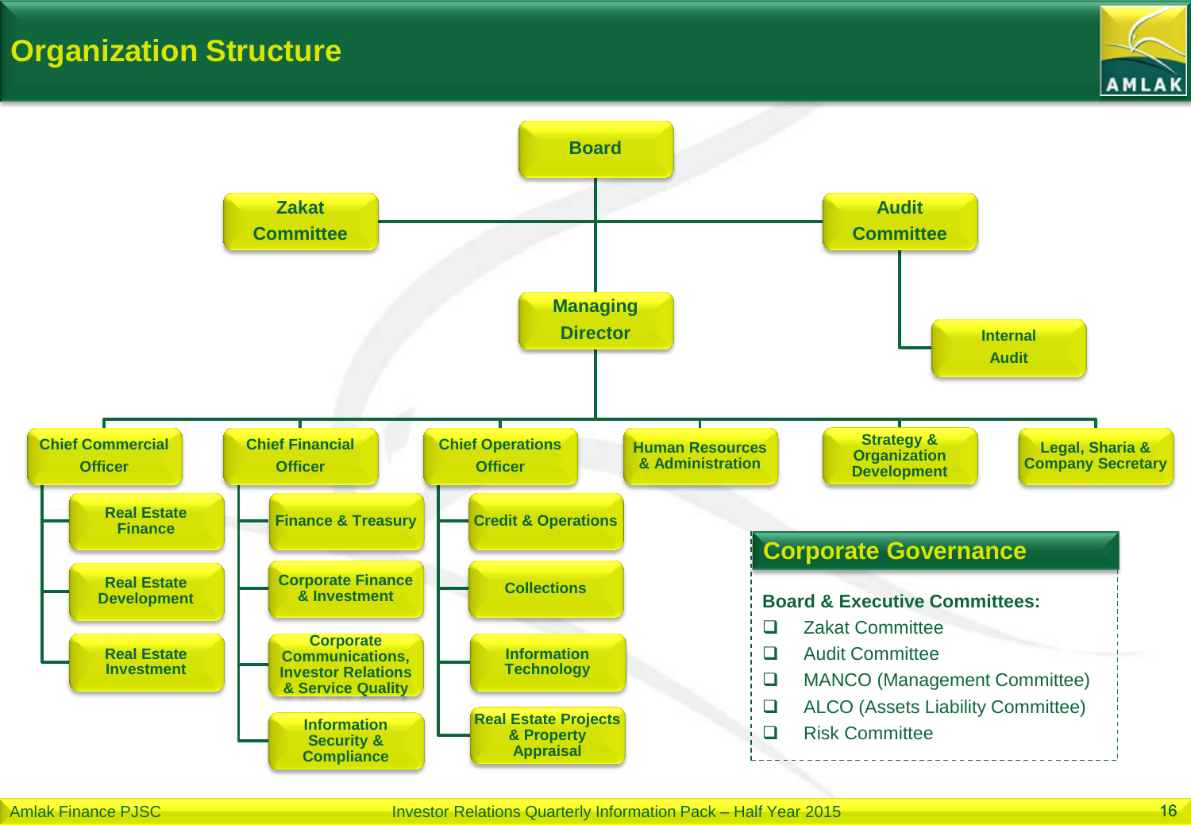# Organization Structure

- Board
  - Zakat Committee
  - Audit Committee
    - Internal Audit
  - Managing Director
    - Chief Commercial Officer
      - Real Estate Finance
      - Real Estate Development
      - Real Estate Investment
    - Chief Financial Officer
      - Finance & Treasury
      - Corporate Finance & Investment
      - Corporate Communications, Investor Relations & Service Quality
      - Information Security & Compliance
    - Chief Operations Officer
      - Credit & Operations
      - Collections
      - Information Technology
      - Real Estate Projects & Property Appraisal
    - Human Resources & Administration
    - Strategy & Organization Development
    - Legal, Sharia & Company Secretary

## Corporate Governance

**Board & Executive Committees:**

- Zakat Committee
- Audit Committee
- MANCO (Management Committee)
- ALCO (Assets Liability Committee)
- Risk Committee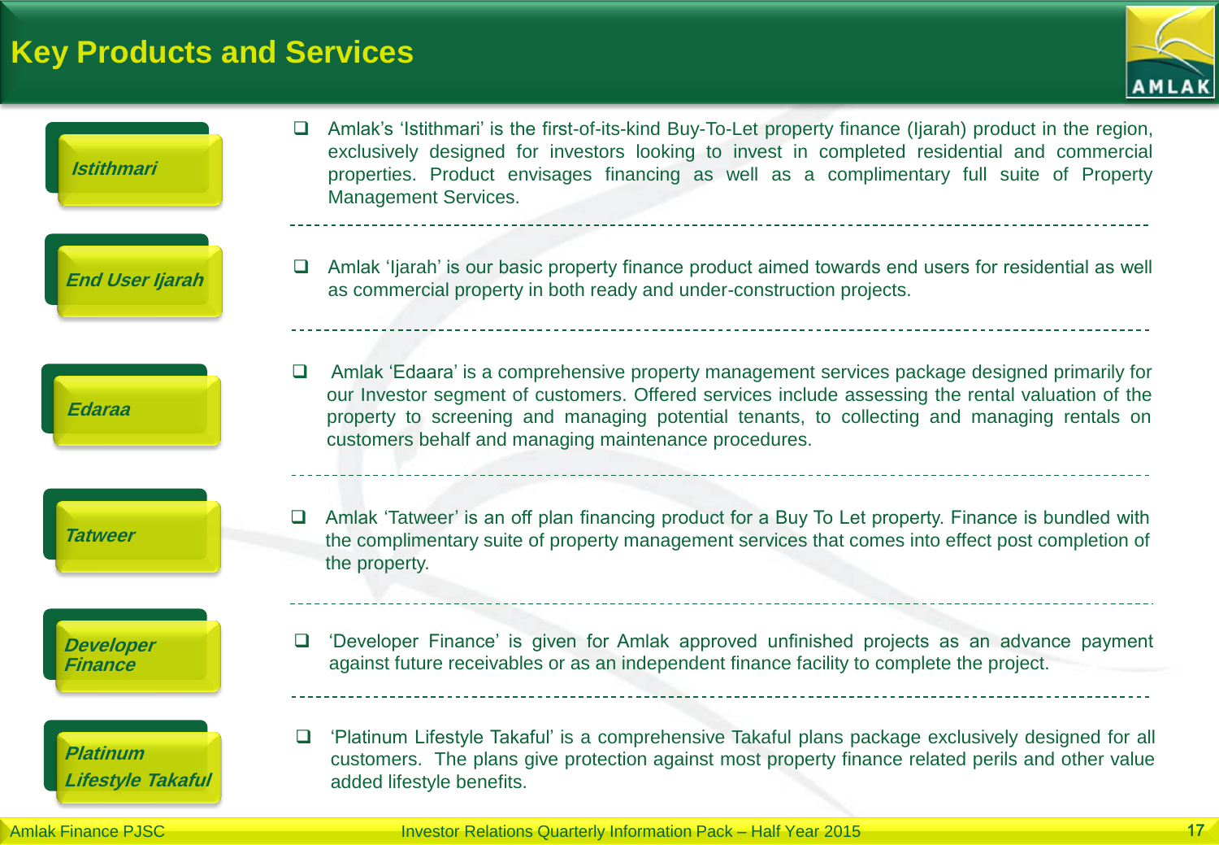# Key Products and Services

### *Istithmari*

- Amlak's 'Istithmari' is the first-of-its-kind Buy-To-Let property finance (Ijarah) product in the region, exclusively designed for investors looking to invest in completed residential and commercial properties. Product envisages financing as well as a complimentary full suite of Property Management Services.

---

### *End User Ijarah*

- Amlak 'Ijarah' is our basic property finance product aimed towards end users for residential as well as commercial property in both ready and under-construction projects.

---

### *Edaraa*

- Amlak 'Edaara' is a comprehensive property management services package designed primarily for our Investor segment of customers. Offered services include assessing the rental valuation of the property to screening and managing potential tenants, to collecting and managing rentals on customers behalf and managing maintenance procedures.

---

### *Tatweer*

- Amlak 'Tatweer' is an off plan financing product for a Buy To Let property. Finance is bundled with the complimentary suite of property management services that comes into effect post completion of the property.

---

### *Developer Finance*

- 'Developer Finance' is given for Amlak approved unfinished projects as an advance payment against future receivables or as an independent finance facility to complete the project.

---

### *Platinum Lifestyle Takaful*

- 'Platinum Lifestyle Takaful' is a comprehensive Takaful plans package exclusively designed for all customers. The plans give protection against most property finance related perils and other value added lifestyle benefits.